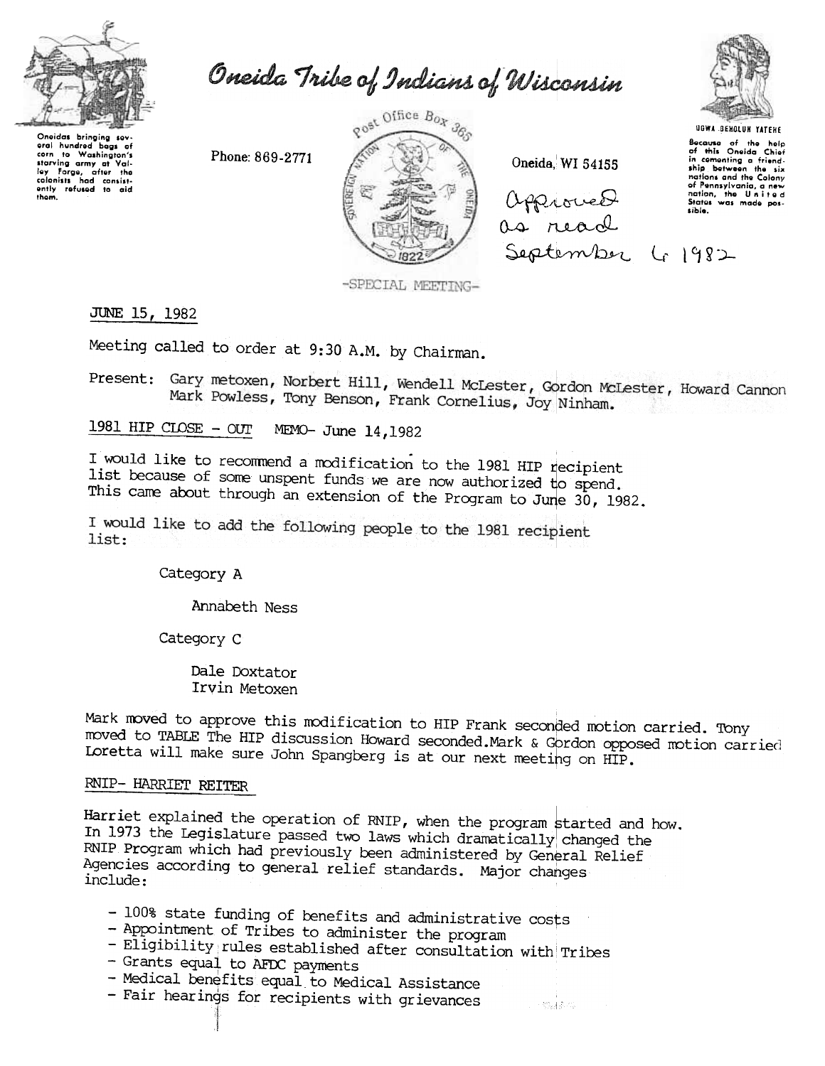# Oneida Tribe of Indians of Wisconsin

Oneidas bringing several hundred bags of corn to Washington's starving army at Valley Forge, after the colonists had consistently refused to aid them.

Phone: 869-2771

Post Office Box 365

Oneida, WI 54155

UGWA DEHOLUH YATEHE

Because of the help of this Oneida Chief in cementing a friendship between the six nations and the Colony of Pennsylvania, a new nation, the United States was made possible.

Approved as read September 6 1982

-SPECIAL MEETING-

JUNE 15, 1982

Meeting called to order at 9:30 A.M. by Chairman.

Present: Gary metoxen, Norbert Hill, Wendell McLester, Gordon McLester, Howard Cannon Mark Powless, Tony Benson, Frank Cornelius, Joy Ninham.

## 1981 HIP CLOSE - OUT MEMO- June 14,1982

I would like to recommend a modification to the 1981 HIP recipient list because of some unspent funds we are now authorized to spend. This came about through an extension of the Program to June 30, 1982.

I would like to add the following people to the 1981 recipient list:

Category A

Annabeth Ness

Category C

Dale Doxtator
Irvin Metoxen

Mark moved to approve this modification to HIP Frank seconded motion carried. Tony moved to TABLE The HIP discussion Howard seconded.Mark & Gordon opposed motion carried Loretta will make sure John Spangberg is at our next meeting on HIP.

## RNIP- HARRIET REITER

Harriet explained the operation of RNIP, when the program started and how. In 1973 the Legislature passed two laws which dramatically changed the RNIP Program which had previously been administered by General Relief Agencies according to general relief standards. Major changes include:

- 100% state funding of benefits and administrative costs
- Appointment of Tribes to administer the program
- Eligibility rules established after consultation with Tribes
- Grants equal to AFDC payments
- Medical benefits equal to Medical Assistance
- Fair hearings for recipients with grievances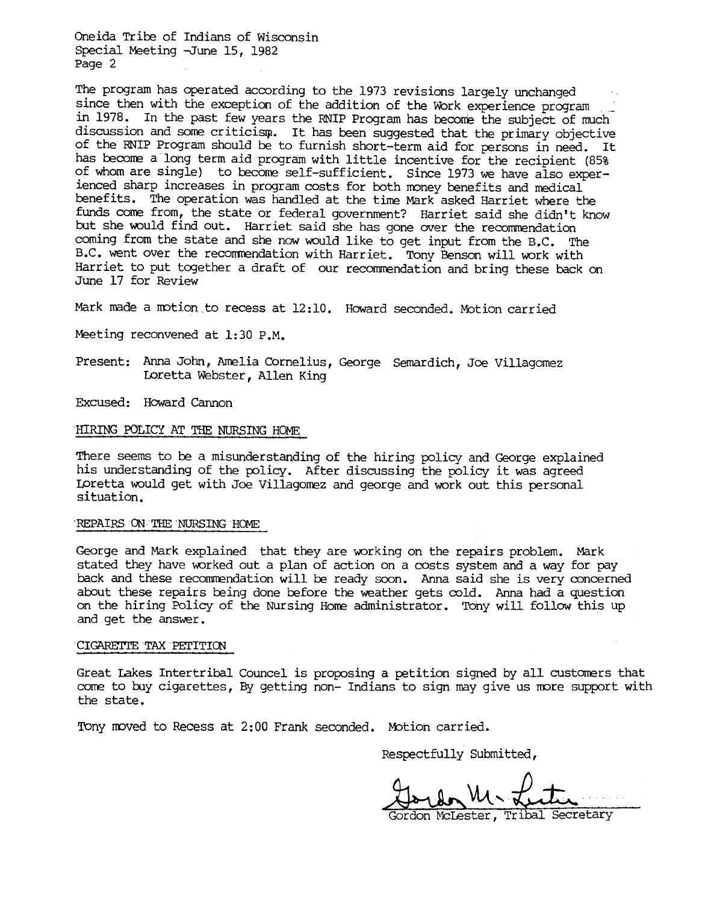Oneida Tribe of Indians of Wisconsin
Special Meeting -June 15, 1982
Page 2

The program has operated according to the 1973 revisions largely unchanged since then with the exception of the addition of the Work experience program in 1978. In the past few years the RNIP Program has become the subject of much discussion and some criticism. It has been suggested that the primary objective of the RNIP Program should be to furnish short-term aid for persons in need. It has become a long term aid program with little incentive for the recipient (85% of whom are single) to become self-sufficient. Since 1973 we have also experienced sharp increases in program costs for both money benefits and medical benefits. The operation was handled at the time Mark asked Harriet where the funds come from, the state or federal government? Harriet said she didn't know but she would find out. Harriet said she has gone over the recommendation coming from the state and she now would like to get input from the B.C. The B.C. went over the recommendation with Harriet. Tony Benson will work with Harriet to put together a draft of our recommendation and bring these back on June 17 for Review

Mark made a motion to recess at 12:10. Howard seconded. Motion carried

Meeting reconvened at 1:30 P.M.

Present: Anna John, Amelia Cornelius, George Semardich, Joe Villagomez
Loretta Webster, Allen King

Excused: Howard Cannon

HIRING POLICY AT THE NURSING HOME

There seems to be a misunderstanding of the hiring policy and George explained his understanding of the policy. After discussing the policy it was agreed Loretta would get with Joe Villagomez and george and work out this personal situation.

REPAIRS ON THE NURSING HOME

George and Mark explained that they are working on the repairs problem. Mark stated they have worked out a plan of action on a costs system and a way for pay back and these recommendation will be ready soon. Anna said she is very concerned about these repairs being done before the weather gets cold. Anna had a question on the hiring Policy of the Nursing Home administrator. Tony will follow this up and get the answer.

CIGARETTE TAX PETITION

Great Lakes Intertribal Councel is proposing a petition signed by all customers that come to buy cigarettes, By getting non- Indians to sign may give us more support with the state.

Tony moved to Recess at 2:00 Frank seconded. Motion carried.

Respectfully Submitted,

Gordon McLester, Tribal Secretary